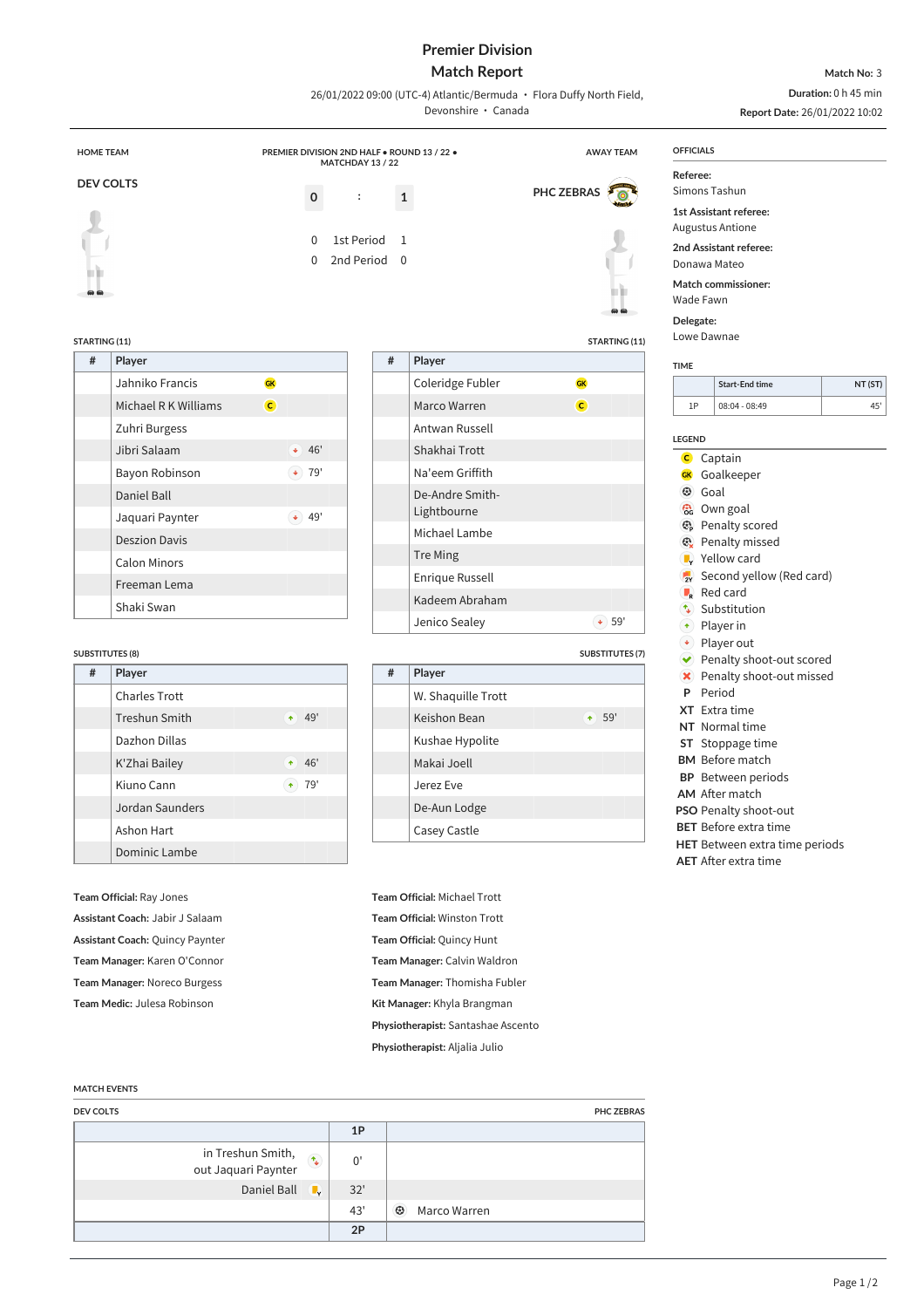# Premier Division
## Match Report

26/01/2022 09:00 (UTC-4) Atlantic/Bermuda • Flora Duffy North Field, Devonshire • Canada

**Match No:** 3
**Duration:** 0 h 45 min
**Report Date:** 26/01/2022 10:02

HOME TEAM — PREMIER DIVISION 2ND HALF • ROUND 13 / 22 • MATCHDAY 13 / 22 — AWAY TEAM

**DEV COLTS** 0 : 1 **PHC ZEBRAS**

| | | |
|---|---|---|
| 0 | 1st Period | 1 |
| 0 | 2nd Period | 0 |

### STARTING (11) — DEV COLTS

| # | Player | | |
|---|---|---|---|
| | Jahniko Francis | GK | |
| | Michael R K Williams | C | |
| | Zuhri Burgess | | |
| | Jibri Salaam | Player out | 46' |
| | Bayon Robinson | Player out | 79' |
| | Daniel Ball | | |
| | Jaquari Paynter | Player out | 49' |
| | Deszion Davis | | |
| | Calon Minors | | |
| | Freeman Lema | | |
| | Shaki Swan | | |

### STARTING (11) — PHC ZEBRAS

| # | Player | | |
|---|---|---|---|
| | Coleridge Fubler | GK | |
| | Marco Warren | C | |
| | Antwan Russell | | |
| | Shakhai Trott | | |
| | Na'eem Griffith | | |
| | De-Andre Smith-Lightbourne | | |
| | Michael Lambe | | |
| | Tre Ming | | |
| | Enrique Russell | | |
| | Kadeem Abraham | | |
| | Jenico Sealey | Player out | 59' |

### SUBSTITUTES (8) — DEV COLTS

| # | Player | | |
|---|---|---|---|
| | Charles Trott | | |
| | Treshun Smith | Player in | 49' |
| | Dazhon Dillas | | |
| | K'Zhai Bailey | Player in | 46' |
| | Kiuno Cann | Player in | 79' |
| | Jordan Saunders | | |
| | Ashon Hart | | |
| | Dominic Lambe | | |

### SUBSTITUTES (7) — PHC ZEBRAS

| # | Player | | |
|---|---|---|---|
| | W. Shaquille Trott | | |
| | Keishon Bean | Player in | 59' |
| | Kushae Hypolite | | |
| | Makai Joell | | |
| | Jerez Eve | | |
| | De-Aun Lodge | | |
| | Casey Castle | | |

**Team Official:** Ray Jones
**Assistant Coach:** Jabir J Salaam
**Assistant Coach:** Quincy Paynter
**Team Manager:** Karen O'Connor
**Team Manager:** Noreco Burgess
**Team Medic:** Julesa Robinson

**Team Official:** Michael Trott
**Team Official:** Winston Trott
**Team Official:** Quincy Hunt
**Team Manager:** Calvin Waldron
**Team Manager:** Thomisha Fubler
**Kit Manager:** Khyla Brangman
**Physiotherapist:** Santashae Ascento
**Physiotherapist:** Aljalia Julio

### OFFICIALS

**Referee:** Simons Tashun
**1st Assistant referee:** Augustus Antione
**2nd Assistant referee:** Donawa Mateo
**Match commissioner:** Wade Fawn
**Delegate:** Lowe Dawnae

### TIME

| | Start-End time | NT (ST) |
|---|---|---|
| 1P | 08:04 - 08:49 | 45' |

### LEGEND

- C Captain
- GK Goalkeeper
- Goal
- Own goal
- Penalty scored
- Penalty missed
- Yellow card
- Second yellow (Red card)
- Red card
- Substitution
- Player in
- Player out
- Penalty shoot-out scored
- Penalty shoot-out missed
- **P** Period
- **XT** Extra time
- **NT** Normal time
- **ST** Stoppage time
- **BM** Before match
- **BP** Between periods
- **AM** After match
- **PSO** Penalty shoot-out
- **BET** Before extra time
- **HET** Between extra time periods
- **AET** After extra time

### MATCH EVENTS

| DEV COLTS | | PHC ZEBRAS |
|---|---|---|
| | **1P** | |
| in Treshun Smith, out Jaquari Paynter (Substitution) | 0' | |
| Daniel Ball (Yellow card) | 32' | |
| | 43' | (Goal) Marco Warren |
| | **2P** | |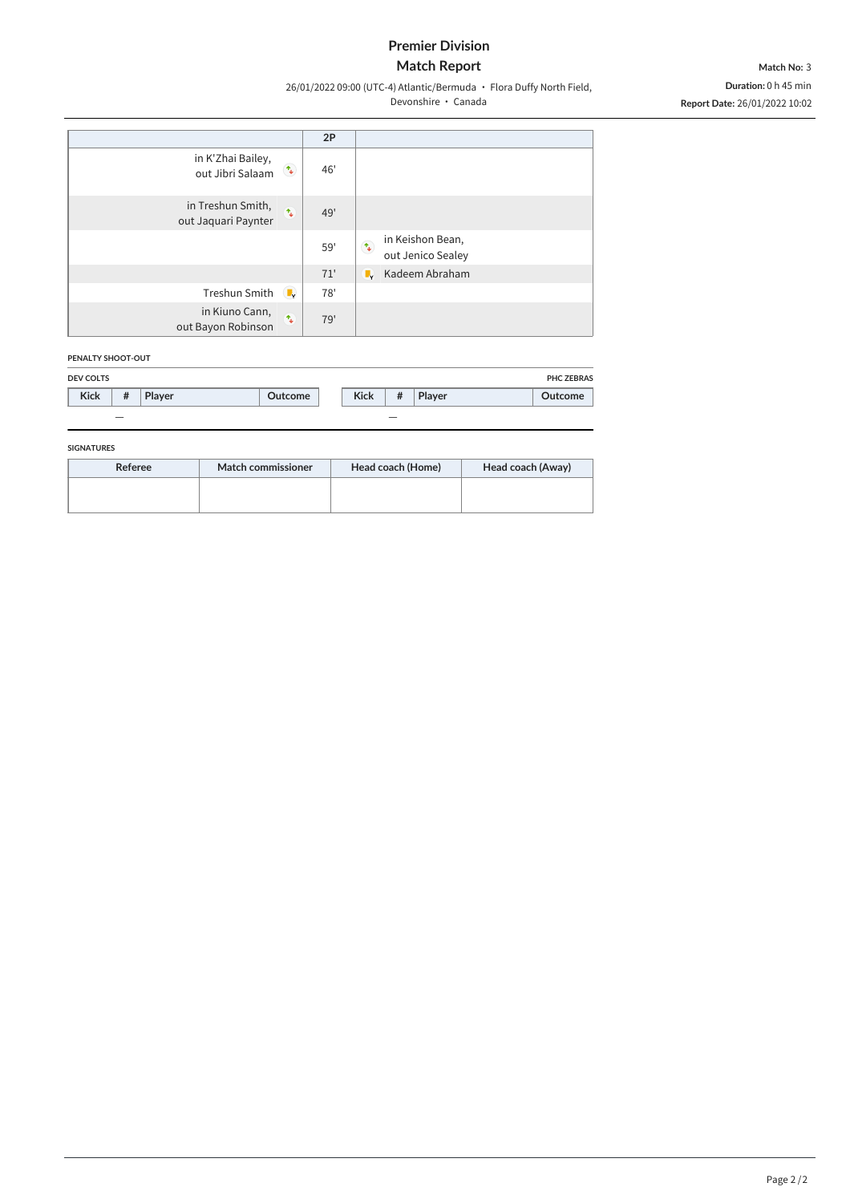# Premier Division
## Match Report

26/01/2022 09:00 (UTC-4) Atlantic/Bermuda • Flora Duffy North Field, Devonshire • Canada

**Match No:** 3
**Duration:** 0 h 45 min
**Report Date:** 26/01/2022 10:02

| | 2P | |
|---|---|---|
| in K'Zhai Bailey, out Jibri Salaam | 46' | |
| in Treshun Smith, out Jaquari Paynter | 49' | |
| | 59' | in Keishon Bean, out Jenico Sealey |
| | 71' | Kadeem Abraham |
| Treshun Smith | 78' | |
| in Kiuno Cann, out Bayon Robinson | 79' | |

**PENALTY SHOOT-OUT**

**DEV COLTS**

| Kick | # | Player | Outcome |
|---|---|---|---|
| — | | | |

**PHC ZEBRAS**

| Kick | # | Player | Outcome |
|---|---|---|---|
| — | | | |

**SIGNATURES**

| Referee | Match commissioner | Head coach (Home) | Head coach (Away) |
|---|---|---|---|
| | | | |